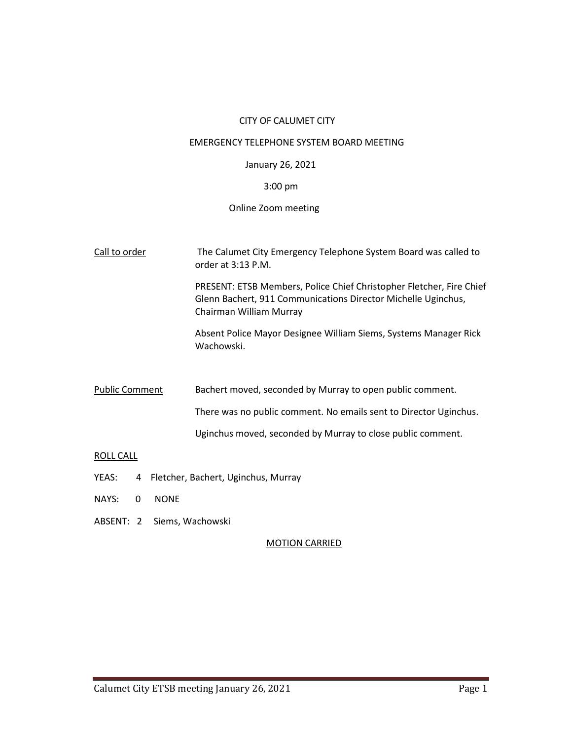CITY OF CALUMET CITY

EMERGENCY TELEPHONE SYSTEM BOARD MEETING

January 26, 2021

3:00 pm

Online Zoom meeting

<u>Call to order</u>

The Calumet City Emergency Telephone System Board was called to order at 3:13 P.M.

PRESENT: ETSB Members, Police Chief Christopher Fletcher, Fire Chief Glenn Bachert, 911 Communications Director Michelle Uginchus, Chairman William Murray

Absent Police Mayor Designee William Siems, Systems Manager Rick Wachowski.

<u>Public Comment</u>

Bachert moved, seconded by Murray to open public comment.

There was no public comment. No emails sent to Director Uginchus.

Uginchus moved, seconded by Murray to close public comment.

<u>ROLL CALL</u>

YEAS: 4 Fletcher, Bachert, Uginchus, Murray

NAYS: 0 NONE

ABSENT: 2 Siems, Wachowski

<u>MOTION CARRIED</u>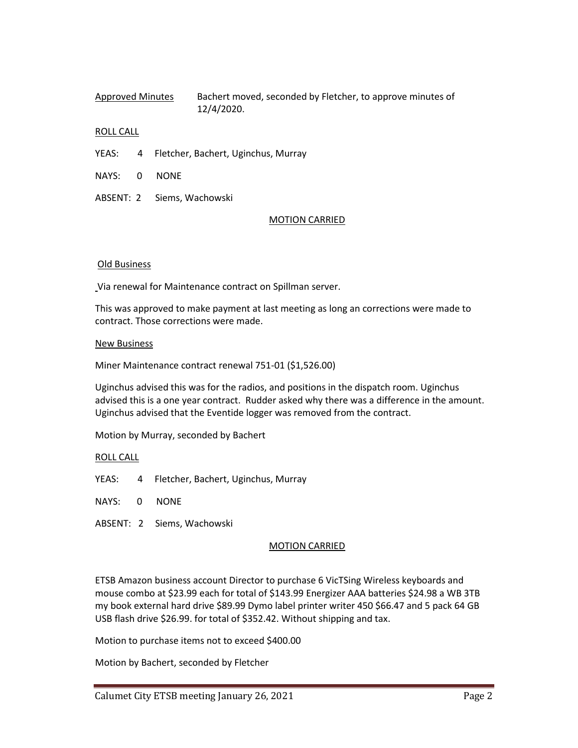Approved Minutes Bachert moved, seconded by Fletcher, to approve minutes of 12/4/2020.

ROLL CALL

YEAS: 4 Fletcher, Bachert, Uginchus, Murray

NAYS: 0 NONE

ABSENT: 2 Siems, Wachowski

MOTION CARRIED

Old Business

Via renewal for Maintenance contract on Spillman server.

This was approved to make payment at last meeting as long an corrections were made to contract. Those corrections were made.

New Business

Miner Maintenance contract renewal 751-01 ($1,526.00)

Uginchus advised this was for the radios, and positions in the dispatch room. Uginchus advised this is a one year contract. Rudder asked why there was a difference in the amount. Uginchus advised that the Eventide logger was removed from the contract.

Motion by Murray, seconded by Bachert

ROLL CALL

YEAS: 4 Fletcher, Bachert, Uginchus, Murray

NAYS: 0 NONE

ABSENT: 2 Siems, Wachowski

MOTION CARRIED

ETSB Amazon business account Director to purchase 6 VicTSing Wireless keyboards and mouse combo at $23.99 each for total of $143.99 Energizer AAA batteries $24.98 a WB 3TB my book external hard drive $89.99 Dymo label printer writer 450 $66.47 and 5 pack 64 GB USB flash drive $26.99. for total of $352.42. Without shipping and tax.

Motion to purchase items not to exceed $400.00

Motion by Bachert, seconded by Fletcher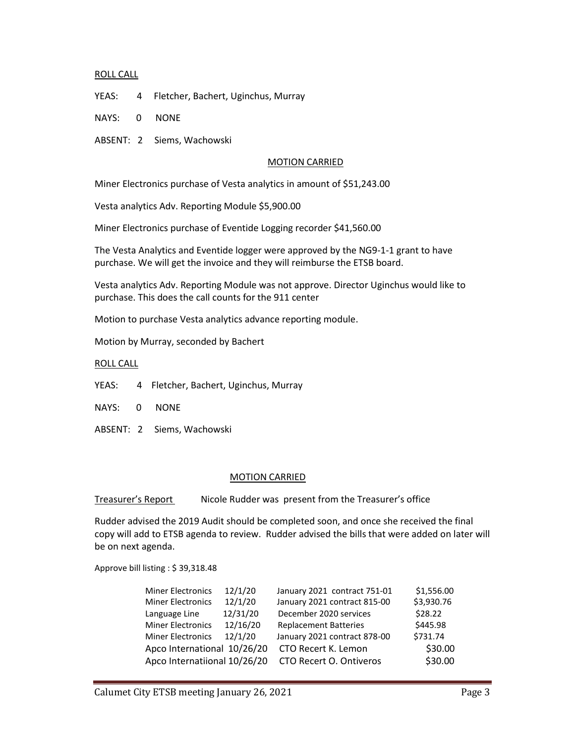ROLL CALL

YEAS: 4 Fletcher, Bachert, Uginchus, Murray

NAYS: 0 NONE

ABSENT: 2 Siems, Wachowski

MOTION CARRIED

Miner Electronics purchase of Vesta analytics in amount of $51,243.00

Vesta analytics Adv. Reporting Module $5,900.00

Miner Electronics purchase of Eventide Logging recorder $41,560.00

The Vesta Analytics and Eventide logger were approved by the NG9-1-1 grant to have purchase. We will get the invoice and they will reimburse the ETSB board.

Vesta analytics Adv. Reporting Module was not approve. Director Uginchus would like to purchase. This does the call counts for the 911 center

Motion to purchase Vesta analytics advance reporting module.

Motion by Murray, seconded by Bachert

ROLL CALL

YEAS: 4 Fletcher, Bachert, Uginchus, Murray

NAYS: 0 NONE

ABSENT: 2 Siems, Wachowski

MOTION CARRIED

Treasurer's Report Nicole Rudder was present from the Treasurer's office

Rudder advised the 2019 Audit should be completed soon, and once she received the final copy will add to ETSB agenda to review. Rudder advised the bills that were added on later will be on next agenda.

Approve bill listing : $ 39,318.48

| | | | |
|---|---|---|---|
| Miner Electronics | 12/1/20 | January 2021 contract 751-01 | $1,556.00 |
| Miner Electronics | 12/1/20 | January 2021 contract 815-00 | $3,930.76 |
| Language Line | 12/31/20 | December 2020 services | $28.22 |
| Miner Electronics | 12/16/20 | Replacement Batteries | $445.98 |
| Miner Electronics | 12/1/20 | January 2021 contract 878-00 | $731.74 |
| Apco International | 10/26/20 | CTO Recert K. Lemon | $30.00 |
| Apco Internatiional | 10/26/20 | CTO Recert O. Ontiveros | $30.00 |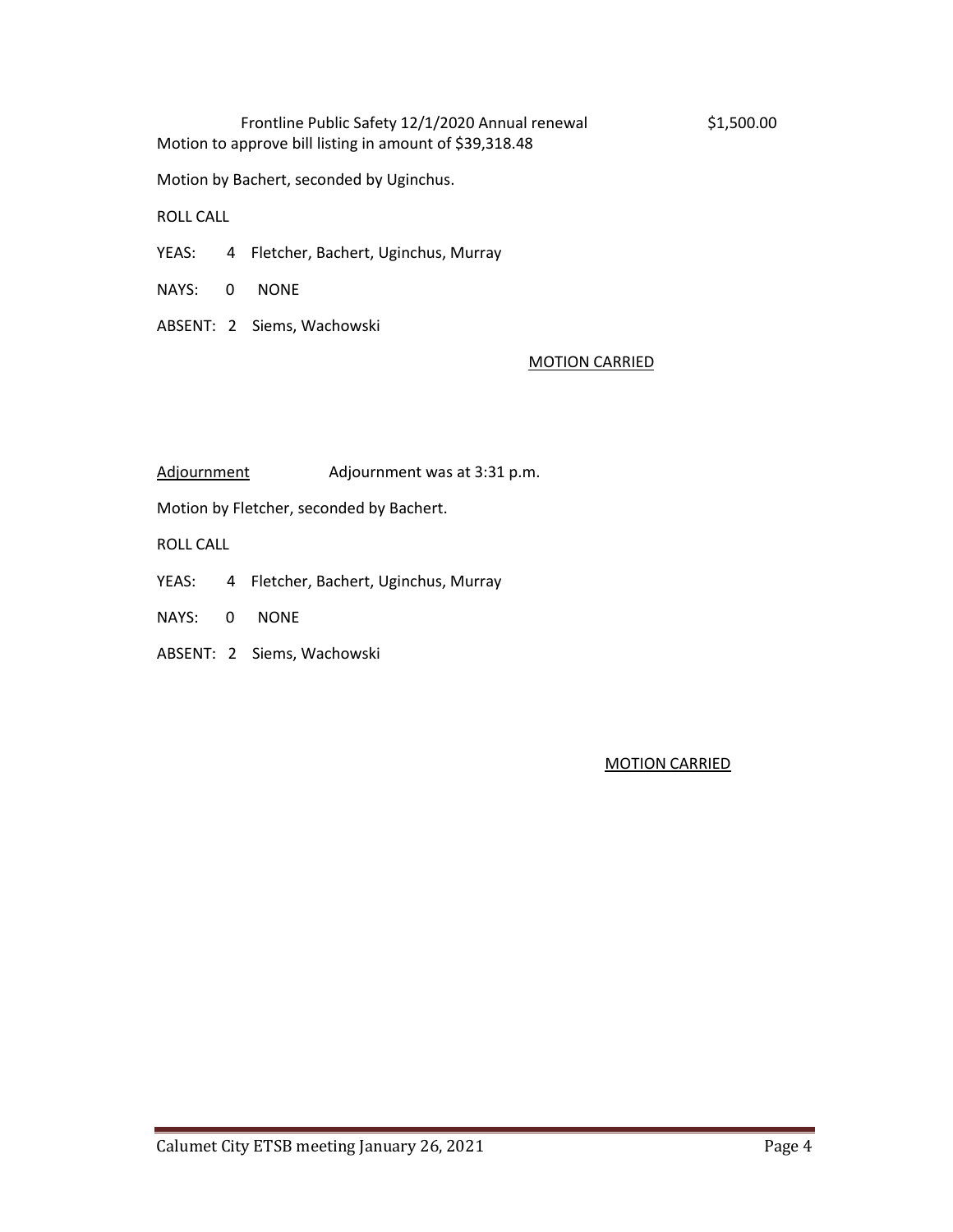Frontline Public Safety 12/1/2020 Annual renewal $1,500.00

Motion to approve bill listing in amount of $39,318.48

Motion by Bachert, seconded by Uginchus.

ROLL CALL

YEAS: 4 Fletcher, Bachert, Uginchus, Murray

NAYS: 0 NONE

ABSENT: 2 Siems, Wachowski

<u>MOTION CARRIED</u>

<u>Adjournment</u> Adjournment was at 3:31 p.m.

Motion by Fletcher, seconded by Bachert.

ROLL CALL

YEAS: 4 Fletcher, Bachert, Uginchus, Murray

NAYS: 0 NONE

ABSENT: 2 Siems, Wachowski

<u>MOTION CARRIED</u>